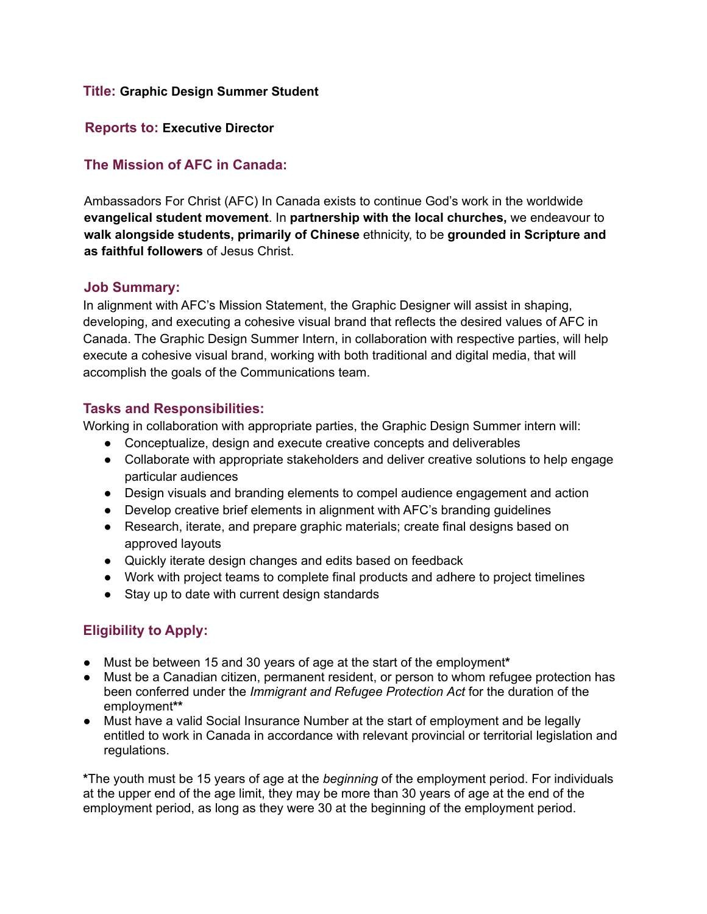**Title:** **Graphic Design Summer Student**

**Reports to:** **Executive Director**

## The Mission of AFC in Canada:

Ambassadors For Christ (AFC) In Canada exists to continue God's work in the worldwide **evangelical student movement**. In **partnership with the local churches,** we endeavour to **walk alongside students, primarily of Chinese** ethnicity, to be **grounded in Scripture and as faithful followers** of Jesus Christ.

## Job Summary:

In alignment with AFC's Mission Statement, the Graphic Designer will assist in shaping, developing, and executing a cohesive visual brand that reflects the desired values of AFC in Canada. The Graphic Design Summer Intern, in collaboration with respective parties, will help execute a cohesive visual brand, working with both traditional and digital media, that will accomplish the goals of the Communications team.

## Tasks and Responsibilities:

Working in collaboration with appropriate parties, the Graphic Design Summer intern will:

- Conceptualize, design and execute creative concepts and deliverables
- Collaborate with appropriate stakeholders and deliver creative solutions to help engage particular audiences
- Design visuals and branding elements to compel audience engagement and action
- Develop creative brief elements in alignment with AFC's branding guidelines
- Research, iterate, and prepare graphic materials; create final designs based on approved layouts
- Quickly iterate design changes and edits based on feedback
- Work with project teams to complete final products and adhere to project timelines
- Stay up to date with current design standards

## Eligibility to Apply:

- Must be between 15 and 30 years of age at the start of the employment**\***
- Must be a Canadian citizen, permanent resident, or person to whom refugee protection has been conferred under the *Immigrant and Refugee Protection Act* for the duration of the employment**\*\***
- Must have a valid Social Insurance Number at the start of employment and be legally entitled to work in Canada in accordance with relevant provincial or territorial legislation and regulations.

**\***The youth must be 15 years of age at the *beginning* of the employment period. For individuals at the upper end of the age limit, they may be more than 30 years of age at the end of the employment period, as long as they were 30 at the beginning of the employment period.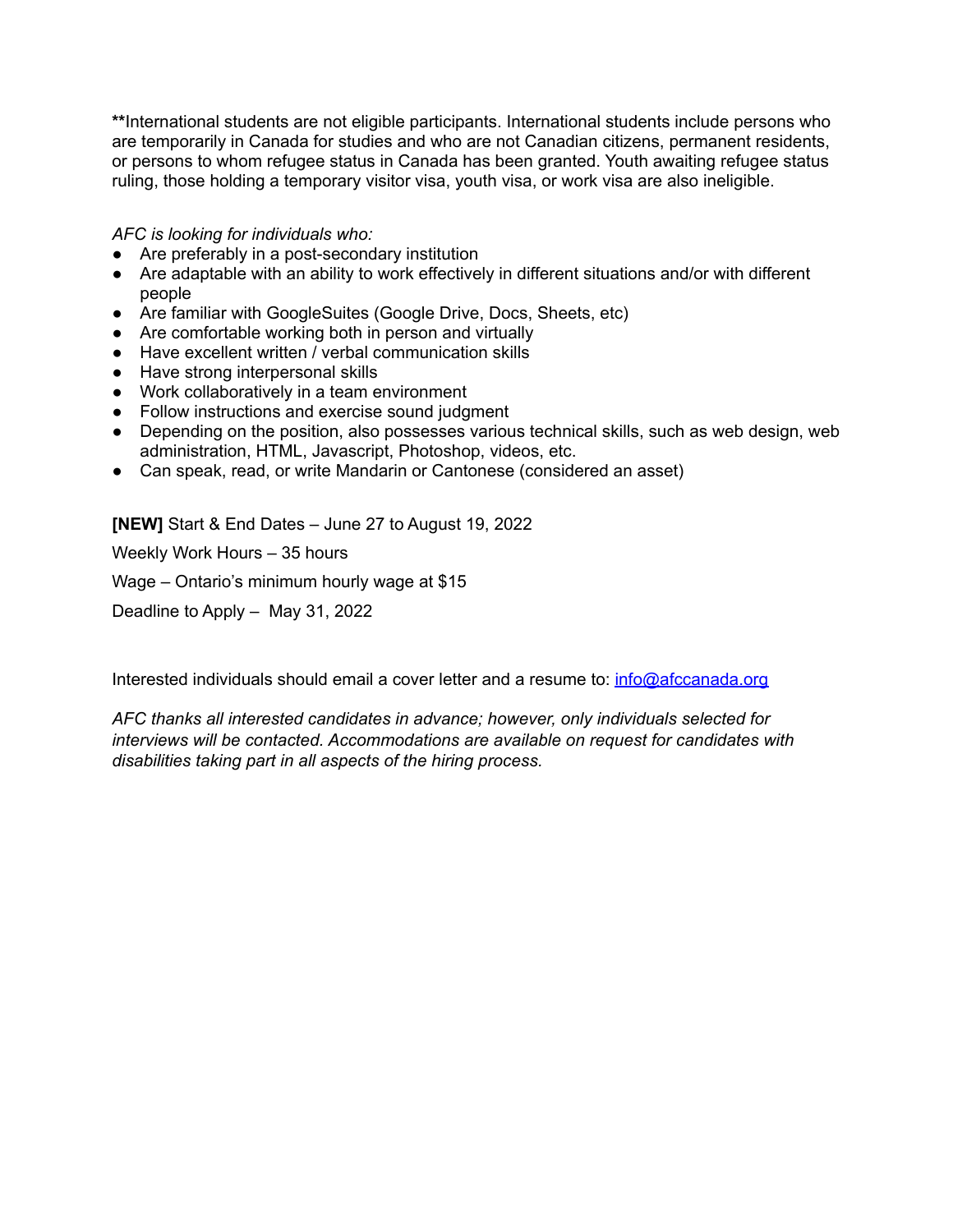**International students are not eligible participants. International students include persons who are temporarily in Canada for studies and who are not Canadian citizens, permanent residents, or persons to whom refugee status in Canada has been granted. Youth awaiting refugee status ruling, those holding a temporary visitor visa, youth visa, or work visa are also ineligible.

*AFC is looking for individuals who:*

- Are preferably in a post-secondary institution
- Are adaptable with an ability to work effectively in different situations and/or with different people
- Are familiar with GoogleSuites (Google Drive, Docs, Sheets, etc)
- Are comfortable working both in person and virtually
- Have excellent written / verbal communication skills
- Have strong interpersonal skills
- Work collaboratively in a team environment
- Follow instructions and exercise sound judgment
- Depending on the position, also possesses various technical skills, such as web design, web administration, HTML, Javascript, Photoshop, videos, etc.
- Can speak, read, or write Mandarin or Cantonese (considered an asset)

**[NEW]** Start & End Dates – June 27 to August 19, 2022

Weekly Work Hours – 35 hours

Wage – Ontario's minimum hourly wage at $15

Deadline to Apply – May 31, 2022

Interested individuals should email a cover letter and a resume to: info@afccanada.org

*AFC thanks all interested candidates in advance; however, only individuals selected for interviews will be contacted. Accommodations are available on request for candidates with disabilities taking part in all aspects of the hiring process.*